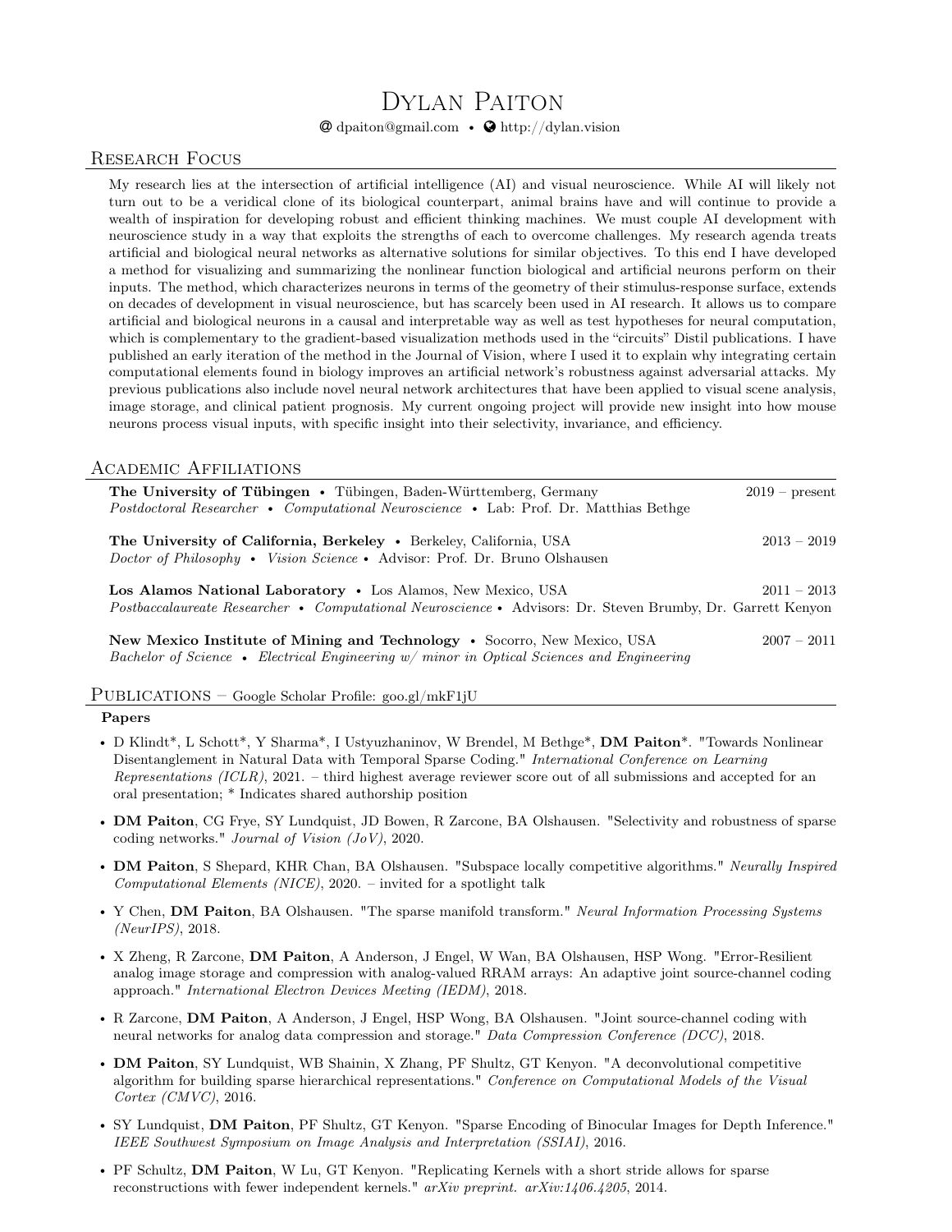# Dylan Paiton

dpaiton@gmail.com • http://dylan.vision

## Research Focus

My research lies at the intersection of artificial intelligence (AI) and visual neuroscience. While AI will likely not turn out to be a veridical clone of its biological counterpart, animal brains have and will continue to provide a wealth of inspiration for developing robust and efficient thinking machines. We must couple AI development with neuroscience study in a way that exploits the strengths of each to overcome challenges. My research agenda treats artificial and biological neural networks as alternative solutions for similar objectives. To this end I have developed a method for visualizing and summarizing the nonlinear function biological and artificial neurons perform on their inputs. The method, which characterizes neurons in terms of the geometry of their stimulus-response surface, extends on decades of development in visual neuroscience, but has scarcely been used in AI research. It allows us to compare artificial and biological neurons in a causal and interpretable way as well as test hypotheses for neural computation, which is complementary to the gradient-based visualization methods used in the "circuits" Distil publications. I have published an early iteration of the method in the Journal of Vision, where I used it to explain why integrating certain computational elements found in biology improves an artificial network's robustness against adversarial attacks. My previous publications also include novel neural network architectures that have been applied to visual scene analysis, image storage, and clinical patient prognosis. My current ongoing project will provide new insight into how mouse neurons process visual inputs, with specific insight into their selectivity, invariance, and efficiency.

## Academic Affiliations

**The University of Tübingen** • Tübingen, Baden-Württemberg, Germany — 2019 – present
*Postdoctoral Researcher* • *Computational Neuroscience* • Lab: Prof. Dr. Matthias Bethge

**The University of California, Berkeley** • Berkeley, California, USA — 2013 – 2019
*Doctor of Philosophy* • *Vision Science* • Advisor: Prof. Dr. Bruno Olshausen

**Los Alamos National Laboratory** • Los Alamos, New Mexico, USA — 2011 – 2013
*Postbaccalaureate Researcher* • *Computational Neuroscience* • Advisors: Dr. Steven Brumby, Dr. Garrett Kenyon

**New Mexico Institute of Mining and Technology** • Socorro, New Mexico, USA — 2007 – 2011
*Bachelor of Science* • *Electrical Engineering w/ minor in Optical Sciences and Engineering*

## Publications – Google Scholar Profile: goo.gl/mkF1jU

### Papers

- D Klindt*, L Schott*, Y Sharma*, I Ustyuzhaninov, W Brendel, M Bethge*, **DM Paiton***. "Towards Nonlinear Disentanglement in Natural Data with Temporal Sparse Coding." *International Conference on Learning Representations (ICLR)*, 2021. – third highest average reviewer score out of all submissions and accepted for an oral presentation; * Indicates shared authorship position
- **DM Paiton**, CG Frye, SY Lundquist, JD Bowen, R Zarcone, BA Olshausen. "Selectivity and robustness of sparse coding networks." *Journal of Vision (JoV)*, 2020.
- **DM Paiton**, S Shepard, KHR Chan, BA Olshausen. "Subspace locally competitive algorithms." *Neurally Inspired Computational Elements (NICE)*, 2020. – invited for a spotlight talk
- Y Chen, **DM Paiton**, BA Olshausen. "The sparse manifold transform." *Neural Information Processing Systems (NeurIPS)*, 2018.
- X Zheng, R Zarcone, **DM Paiton**, A Anderson, J Engel, W Wan, BA Olshausen, HSP Wong. "Error-Resilient analog image storage and compression with analog-valued RRAM arrays: An adaptive joint source-channel coding approach." *International Electron Devices Meeting (IEDM)*, 2018.
- R Zarcone, **DM Paiton**, A Anderson, J Engel, HSP Wong, BA Olshausen. "Joint source-channel coding with neural networks for analog data compression and storage." *Data Compression Conference (DCC)*, 2018.
- **DM Paiton**, SY Lundquist, WB Shainin, X Zhang, PF Shultz, GT Kenyon. "A deconvolutional competitive algorithm for building sparse hierarchical representations." *Conference on Computational Models of the Visual Cortex (CMVC)*, 2016.
- SY Lundquist, **DM Paiton**, PF Shultz, GT Kenyon. "Sparse Encoding of Binocular Images for Depth Inference." *IEEE Southwest Symposium on Image Analysis and Interpretation (SSIAI)*, 2016.
- PF Schultz, **DM Paiton**, W Lu, GT Kenyon. "Replicating Kernels with a short stride allows for sparse reconstructions with fewer independent kernels." *arXiv preprint. arXiv:1406.4205*, 2014.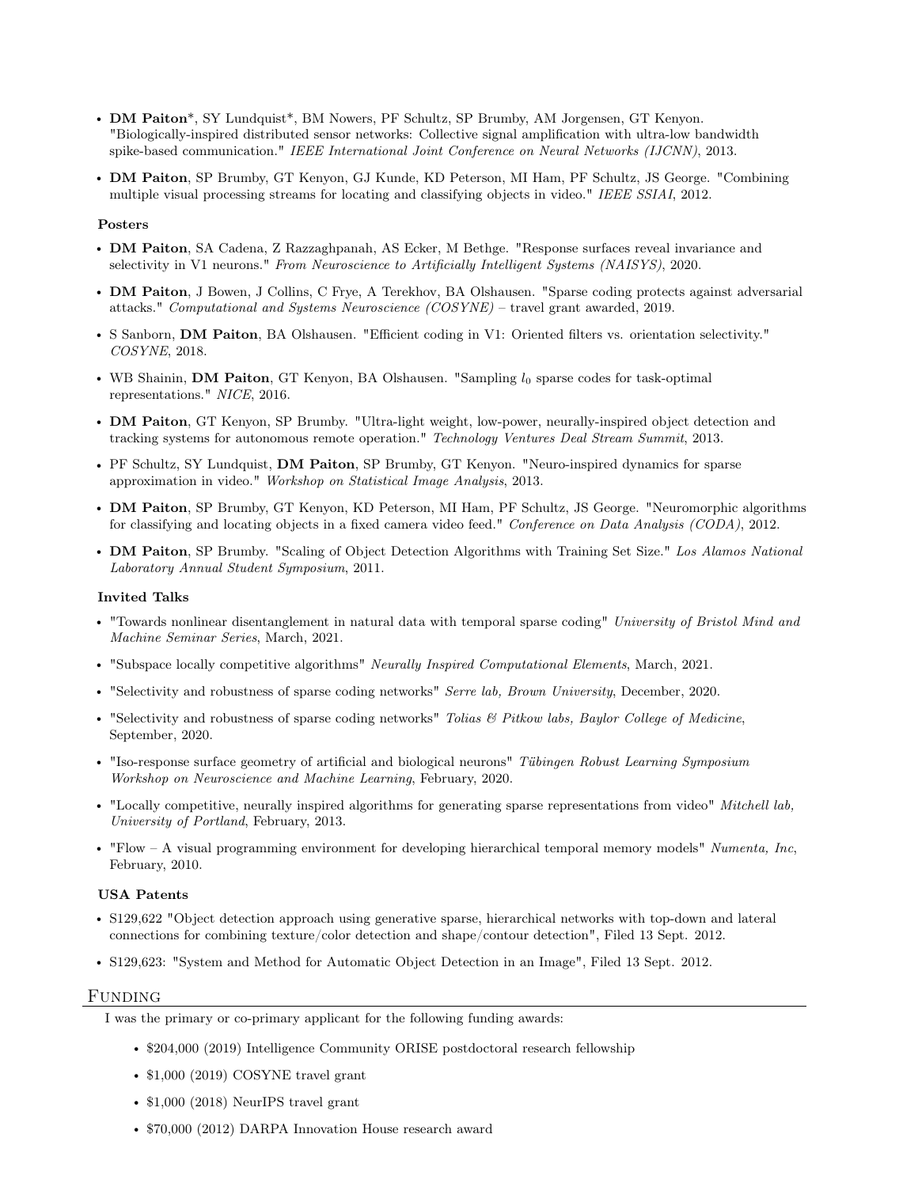- **DM Paiton***, SY Lundquist*, BM Nowers, PF Schultz, SP Brumby, AM Jorgensen, GT Kenyon. "Biologically-inspired distributed sensor networks: Collective signal amplification with ultra-low bandwidth spike-based communication." *IEEE International Joint Conference on Neural Networks (IJCNN)*, 2013.
- **DM Paiton**, SP Brumby, GT Kenyon, GJ Kunde, KD Peterson, MI Ham, PF Schultz, JS George. "Combining multiple visual processing streams for locating and classifying objects in video." *IEEE SSIAI*, 2012.

#### Posters

- **DM Paiton**, SA Cadena, Z Razzaghpanah, AS Ecker, M Bethge. "Response surfaces reveal invariance and selectivity in V1 neurons." *From Neuroscience to Artificially Intelligent Systems (NAISYS)*, 2020.
- **DM Paiton**, J Bowen, J Collins, C Frye, A Terekhov, BA Olshausen. "Sparse coding protects against adversarial attacks." *Computational and Systems Neuroscience (COSYNE)* – travel grant awarded, 2019.
- S Sanborn, **DM Paiton**, BA Olshausen. "Efficient coding in V1: Oriented filters vs. orientation selectivity." *COSYNE*, 2018.
- WB Shainin, **DM Paiton**, GT Kenyon, BA Olshausen. "Sampling $l_0$ sparse codes for task-optimal representations." *NICE*, 2016.
- **DM Paiton**, GT Kenyon, SP Brumby. "Ultra-light weight, low-power, neurally-inspired object detection and tracking systems for autonomous remote operation." *Technology Ventures Deal Stream Summit*, 2013.
- PF Schultz, SY Lundquist, **DM Paiton**, SP Brumby, GT Kenyon. "Neuro-inspired dynamics for sparse approximation in video." *Workshop on Statistical Image Analysis*, 2013.
- **DM Paiton**, SP Brumby, GT Kenyon, KD Peterson, MI Ham, PF Schultz, JS George. "Neuromorphic algorithms for classifying and locating objects in a fixed camera video feed." *Conference on Data Analysis (CODA)*, 2012.
- **DM Paiton**, SP Brumby. "Scaling of Object Detection Algorithms with Training Set Size." *Los Alamos National Laboratory Annual Student Symposium*, 2011.

#### Invited Talks

- "Towards nonlinear disentanglement in natural data with temporal sparse coding" *University of Bristol Mind and Machine Seminar Series*, March, 2021.
- "Subspace locally competitive algorithms" *Neurally Inspired Computational Elements*, March, 2021.
- "Selectivity and robustness of sparse coding networks" *Serre lab, Brown University*, December, 2020.
- "Selectivity and robustness of sparse coding networks" *Tolias & Pitkow labs, Baylor College of Medicine*, September, 2020.
- "Iso-response surface geometry of artificial and biological neurons" *Tübingen Robust Learning Symposium Workshop on Neuroscience and Machine Learning*, February, 2020.
- "Locally competitive, neurally inspired algorithms for generating sparse representations from video" *Mitchell lab, University of Portland*, February, 2013.
- "Flow – A visual programming environment for developing hierarchical temporal memory models" *Numenta, Inc*, February, 2010.

#### USA Patents

- S129,622 "Object detection approach using generative sparse, hierarchical networks with top-down and lateral connections for combining texture/color detection and shape/contour detection", Filed 13 Sept. 2012.
- S129,623: "System and Method for Automatic Object Detection in an Image", Filed 13 Sept. 2012.

## Funding

I was the primary or co-primary applicant for the following funding awards:

- $204,000 (2019) Intelligence Community ORISE postdoctoral research fellowship
- $1,000 (2019) COSYNE travel grant
- $1,000 (2018) NeurIPS travel grant
- $70,000 (2012) DARPA Innovation House research award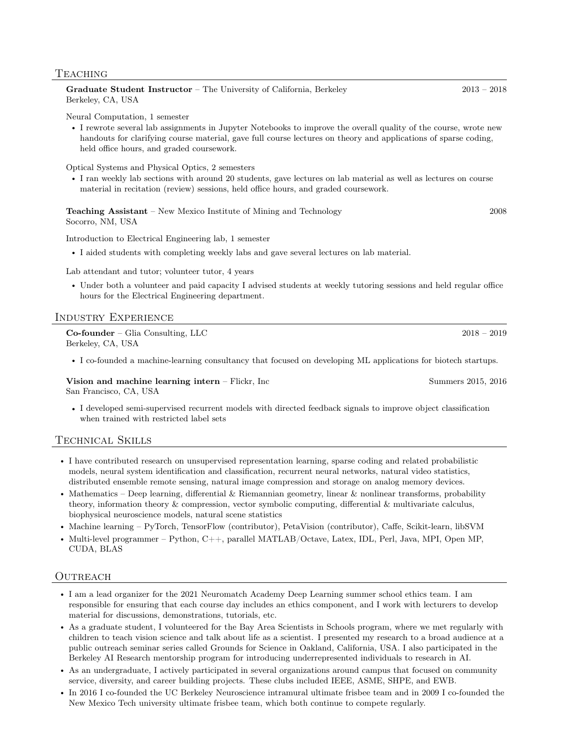## Teaching

**Graduate Student Instructor** – The University of California, Berkeley — 2013 – 2018
Berkeley, CA, USA

Neural Computation, 1 semester

- I rewrote several lab assignments in Jupyter Notebooks to improve the overall quality of the course, wrote new handouts for clarifying course material, gave full course lectures on theory and applications of sparse coding, held office hours, and graded coursework.

Optical Systems and Physical Optics, 2 semesters

- I ran weekly lab sections with around 20 students, gave lectures on lab material as well as lectures on course material in recitation (review) sessions, held office hours, and graded coursework.

**Teaching Assistant** – New Mexico Institute of Mining and Technology — 2008
Socorro, NM, USA

Introduction to Electrical Engineering lab, 1 semester

- I aided students with completing weekly labs and gave several lectures on lab material.

Lab attendant and tutor; volunteer tutor, 4 years

- Under both a volunteer and paid capacity I advised students at weekly tutoring sessions and held regular office hours for the Electrical Engineering department.

## Industry Experience

**Co-founder** – Glia Consulting, LLC — 2018 – 2019
Berkeley, CA, USA

- I co-founded a machine-learning consultancy that focused on developing ML applications for biotech startups.

**Vision and machine learning intern** – Flickr, Inc — Summers 2015, 2016
San Francisco, CA, USA

- I developed semi-supervised recurrent models with directed feedback signals to improve object classification when trained with restricted label sets

## Technical Skills

- I have contributed research on unsupervised representation learning, sparse coding and related probabilistic models, neural system identification and classification, recurrent neural networks, natural video statistics, distributed ensemble remote sensing, natural image compression and storage on analog memory devices.
- Mathematics – Deep learning, differential & Riemannian geometry, linear & nonlinear transforms, probability theory, information theory & compression, vector symbolic computing, differential & multivariate calculus, biophysical neuroscience models, natural scene statistics
- Machine learning – PyTorch, TensorFlow (contributor), PetaVision (contributor), Caffe, Scikit-learn, libSVM
- Multi-level programmer – Python, C++, parallel MATLAB/Octave, Latex, IDL, Perl, Java, MPI, Open MP, CUDA, BLAS

## Outreach

- I am a lead organizer for the 2021 Neuromatch Academy Deep Learning summer school ethics team. I am responsible for ensuring that each course day includes an ethics component, and I work with lecturers to develop material for discussions, demonstrations, tutorials, etc.
- As a graduate student, I volunteered for the Bay Area Scientists in Schools program, where we met regularly with children to teach vision science and talk about life as a scientist. I presented my research to a broad audience at a public outreach seminar series called Grounds for Science in Oakland, California, USA. I also participated in the Berkeley AI Research mentorship program for introducing underrepresented individuals to research in AI.
- As an undergraduate, I actively participated in several organizations around campus that focused on community service, diversity, and career building projects. These clubs included IEEE, ASME, SHPE, and EWB.
- In 2016 I co-founded the UC Berkeley Neuroscience intramural ultimate frisbee team and in 2009 I co-founded the New Mexico Tech university ultimate frisbee team, which both continue to compete regularly.